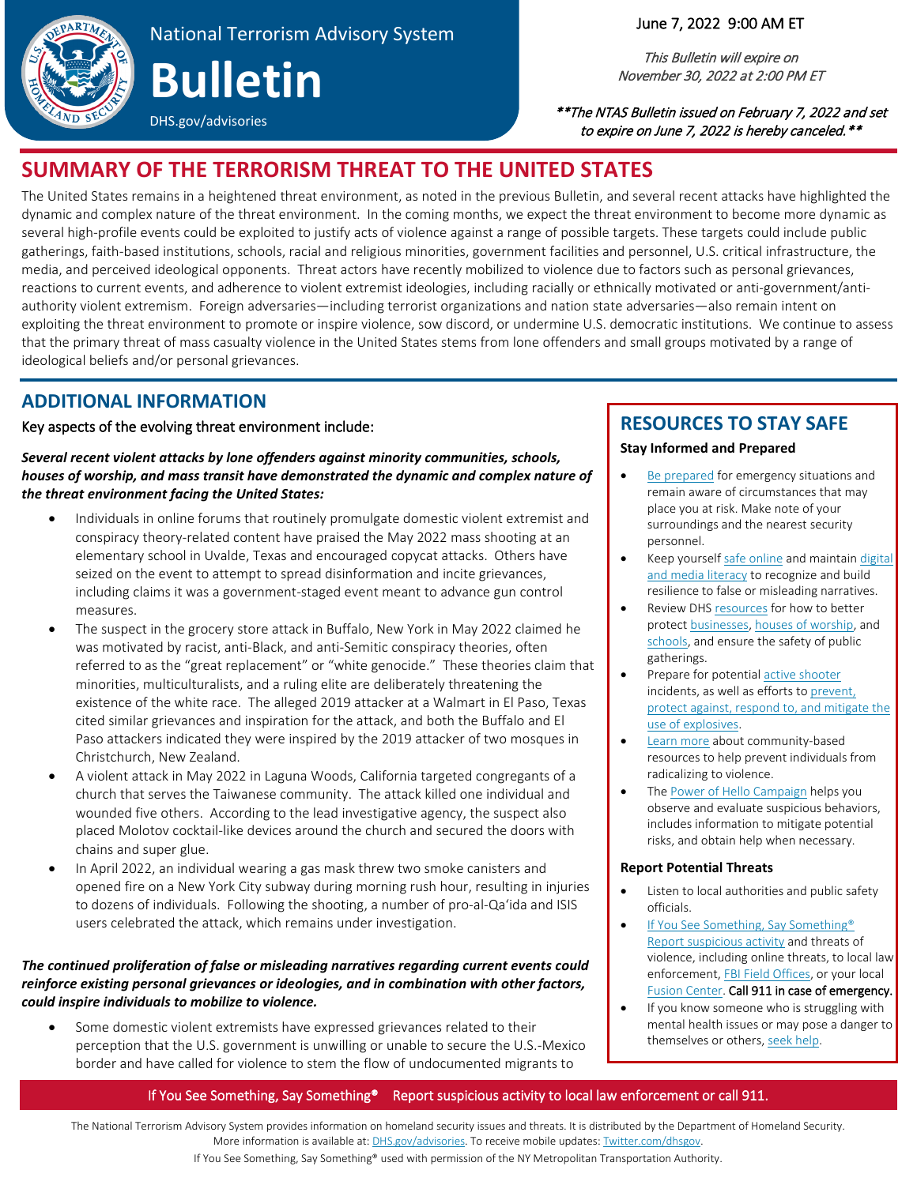National Terrorism Advisory System

# Bulletin

DHS.gov/advisories

June 7, 2022 9:00 AM ET

*This Bulletin will expire on November 30, 2022 at 2:00 PM ET*

***The NTAS Bulletin issued on February 7, 2022 and set to expire on June 7, 2022 is hereby canceled.***

## SUMMARY OF THE TERRORISM THREAT TO THE UNITED STATES

The United States remains in a heightened threat environment, as noted in the previous Bulletin, and several recent attacks have highlighted the dynamic and complex nature of the threat environment. In the coming months, we expect the threat environment to become more dynamic as several high-profile events could be exploited to justify acts of violence against a range of possible targets. These targets could include public gatherings, faith-based institutions, schools, racial and religious minorities, government facilities and personnel, U.S. critical infrastructure, the media, and perceived ideological opponents. Threat actors have recently mobilized to violence due to factors such as personal grievances, reactions to current events, and adherence to violent extremist ideologies, including racially or ethnically motivated or anti-government/anti-authority violent extremism. Foreign adversaries—including terrorist organizations and nation state adversaries—also remain intent on exploiting the threat environment to promote or inspire violence, sow discord, or undermine U.S. democratic institutions. We continue to assess that the primary threat of mass casualty violence in the United States stems from lone offenders and small groups motivated by a range of ideological beliefs and/or personal grievances.

## ADDITIONAL INFORMATION

Key aspects of the evolving threat environment include:

***Several recent violent attacks by lone offenders against minority communities, schools, houses of worship, and mass transit have demonstrated the dynamic and complex nature of the threat environment facing the United States:***

- Individuals in online forums that routinely promulgate domestic violent extremist and conspiracy theory-related content have praised the May 2022 mass shooting at an elementary school in Uvalde, Texas and encouraged copycat attacks. Others have seized on the event to attempt to spread disinformation and incite grievances, including claims it was a government-staged event meant to advance gun control measures.
- The suspect in the grocery store attack in Buffalo, New York in May 2022 claimed he was motivated by racist, anti-Black, and anti-Semitic conspiracy theories, often referred to as the "great replacement" or "white genocide." These theories claim that minorities, multiculturalists, and a ruling elite are deliberately threatening the existence of the white race. The alleged 2019 attacker at a Walmart in El Paso, Texas cited similar grievances and inspiration for the attack, and both the Buffalo and El Paso attackers indicated they were inspired by the 2019 attacker of two mosques in Christchurch, New Zealand.
- A violent attack in May 2022 in Laguna Woods, California targeted congregants of a church that serves the Taiwanese community. The attack killed one individual and wounded five others. According to the lead investigative agency, the suspect also placed Molotov cocktail-like devices around the church and secured the doors with chains and super glue.
- In April 2022, an individual wearing a gas mask threw two smoke canisters and opened fire on a New York City subway during morning rush hour, resulting in injuries to dozens of individuals. Following the shooting, a number of pro-al-Qa'ida and ISIS users celebrated the attack, which remains under investigation.

***The continued proliferation of false or misleading narratives regarding current events could reinforce existing personal grievances or ideologies, and in combination with other factors, could inspire individuals to mobilize to violence.***

- Some domestic violent extremists have expressed grievances related to their perception that the U.S. government is unwilling or unable to secure the U.S.-Mexico border and have called for violence to stem the flow of undocumented migrants to

## RESOURCES TO STAY SAFE

### Stay Informed and Prepared

- Be prepared for emergency situations and remain aware of circumstances that may place you at risk. Make note of your surroundings and the nearest security personnel.
- Keep yourself safe online and maintain digital and media literacy to recognize and build resilience to false or misleading narratives.
- Review DHS resources for how to better protect businesses, houses of worship, and schools, and ensure the safety of public gatherings.
- Prepare for potential active shooter incidents, as well as efforts to prevent, protect against, respond to, and mitigate the use of explosives.
- Learn more about community-based resources to help prevent individuals from radicalizing to violence.
- The Power of Hello Campaign helps you observe and evaluate suspicious behaviors, includes information to mitigate potential risks, and obtain help when necessary.

### Report Potential Threats

- Listen to local authorities and public safety officials.
- If You See Something, Say Something® Report suspicious activity and threats of violence, including online threats, to local law enforcement, FBI Field Offices, or your local Fusion Center. **Call 911 in case of emergency.**
- If you know someone who is struggling with mental health issues or may pose a danger to themselves or others, seek help.

If You See Something, Say Something® Report suspicious activity to local law enforcement or call 911.

The National Terrorism Advisory System provides information on homeland security issues and threats. It is distributed by the Department of Homeland Security. More information is available at: DHS.gov/advisories. To receive mobile updates: Twitter.com/dhsgov.

If You See Something, Say Something® used with permission of the NY Metropolitan Transportation Authority.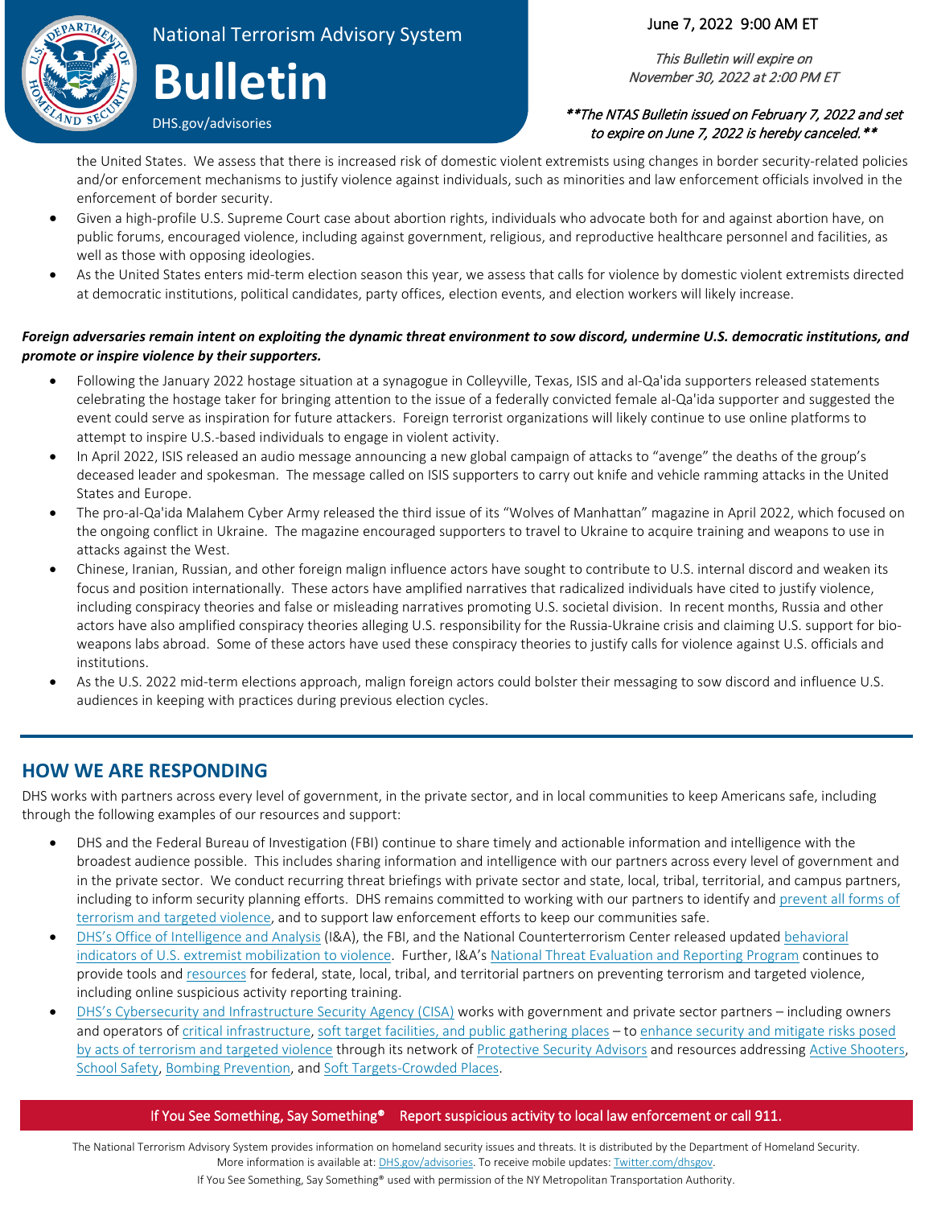the United States. We assess that there is increased risk of domestic violent extremists using changes in border security-related policies and/or enforcement mechanisms to justify violence against individuals, such as minorities and law enforcement officials involved in the enforcement of border security.

- Given a high-profile U.S. Supreme Court case about abortion rights, individuals who advocate both for and against abortion have, on public forums, encouraged violence, including against government, religious, and reproductive healthcare personnel and facilities, as well as those with opposing ideologies.
- As the United States enters mid-term election season this year, we assess that calls for violence by domestic violent extremists directed at democratic institutions, political candidates, party offices, election events, and election workers will likely increase.

***Foreign adversaries remain intent on exploiting the dynamic threat environment to sow discord, undermine U.S. democratic institutions, and promote or inspire violence by their supporters.***

- Following the January 2022 hostage situation at a synagogue in Colleyville, Texas, ISIS and al-Qa'ida supporters released statements celebrating the hostage taker for bringing attention to the issue of a federally convicted female al-Qa'ida supporter and suggested the event could serve as inspiration for future attackers. Foreign terrorist organizations will likely continue to use online platforms to attempt to inspire U.S.-based individuals to engage in violent activity.
- In April 2022, ISIS released an audio message announcing a new global campaign of attacks to "avenge" the deaths of the group's deceased leader and spokesman. The message called on ISIS supporters to carry out knife and vehicle ramming attacks in the United States and Europe.
- The pro-al-Qa'ida Malahem Cyber Army released the third issue of its "Wolves of Manhattan" magazine in April 2022, which focused on the ongoing conflict in Ukraine. The magazine encouraged supporters to travel to Ukraine to acquire training and weapons to use in attacks against the West.
- Chinese, Iranian, Russian, and other foreign malign influence actors have sought to contribute to U.S. internal discord and weaken its focus and position internationally. These actors have amplified narratives that radicalized individuals have cited to justify violence, including conspiracy theories and false or misleading narratives promoting U.S. societal division. In recent months, Russia and other actors have also amplified conspiracy theories alleging U.S. responsibility for the Russia-Ukraine crisis and claiming U.S. support for bio-weapons labs abroad. Some of these actors have used these conspiracy theories to justify calls for violence against U.S. officials and institutions.
- As the U.S. 2022 mid-term elections approach, malign foreign actors could bolster their messaging to sow discord and influence U.S. audiences in keeping with practices during previous election cycles.

## HOW WE ARE RESPONDING

DHS works with partners across every level of government, in the private sector, and in local communities to keep Americans safe, including through the following examples of our resources and support:

- DHS and the Federal Bureau of Investigation (FBI) continue to share timely and actionable information and intelligence with the broadest audience possible. This includes sharing information and intelligence with our partners across every level of government and in the private sector. We conduct recurring threat briefings with private sector and state, local, tribal, territorial, and campus partners, including to inform security planning efforts. DHS remains committed to working with our partners to identify and prevent all forms of terrorism and targeted violence, and to support law enforcement efforts to keep our communities safe.
- DHS's Office of Intelligence and Analysis (I&A), the FBI, and the National Counterterrorism Center released updated behavioral indicators of U.S. extremist mobilization to violence. Further, I&A's National Threat Evaluation and Reporting Program continues to provide tools and resources for federal, state, local, tribal, and territorial partners on preventing terrorism and targeted violence, including online suspicious activity reporting training.
- DHS's Cybersecurity and Infrastructure Security Agency (CISA) works with government and private sector partners – including owners and operators of critical infrastructure, soft target facilities, and public gathering places – to enhance security and mitigate risks posed by acts of terrorism and targeted violence through its network of Protective Security Advisors and resources addressing Active Shooters, School Safety, Bombing Prevention, and Soft Targets-Crowded Places.

If You See Something, Say Something® Report suspicious activity to local law enforcement or call 911.

The National Terrorism Advisory System provides information on homeland security issues and threats. It is distributed by the Department of Homeland Security. More information is available at: DHS.gov/advisories. To receive mobile updates: Twitter.com/dhsgov.

If You See Something, Say Something® used with permission of the NY Metropolitan Transportation Authority.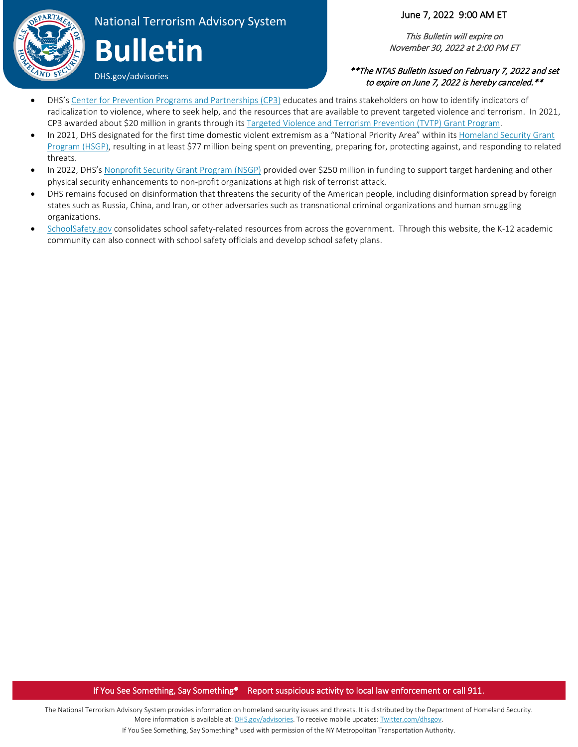- DHS's Center for Prevention Programs and Partnerships (CP3) educates and trains stakeholders on how to identify indicators of radicalization to violence, where to seek help, and the resources that are available to prevent targeted violence and terrorism. In 2021, CP3 awarded about $20 million in grants through its Targeted Violence and Terrorism Prevention (TVTP) Grant Program.
- In 2021, DHS designated for the first time domestic violent extremism as a "National Priority Area" within its Homeland Security Grant Program (HSGP), resulting in at least $77 million being spent on preventing, preparing for, protecting against, and responding to related threats.
- In 2022, DHS's Nonprofit Security Grant Program (NSGP) provided over $250 million in funding to support target hardening and other physical security enhancements to non-profit organizations at high risk of terrorist attack.
- DHS remains focused on disinformation that threatens the security of the American people, including disinformation spread by foreign states such as Russia, China, and Iran, or other adversaries such as transnational criminal organizations and human smuggling organizations.
- SchoolSafety.gov consolidates school safety-related resources from across the government. Through this website, the K-12 academic community can also connect with school safety officials and develop school safety plans.